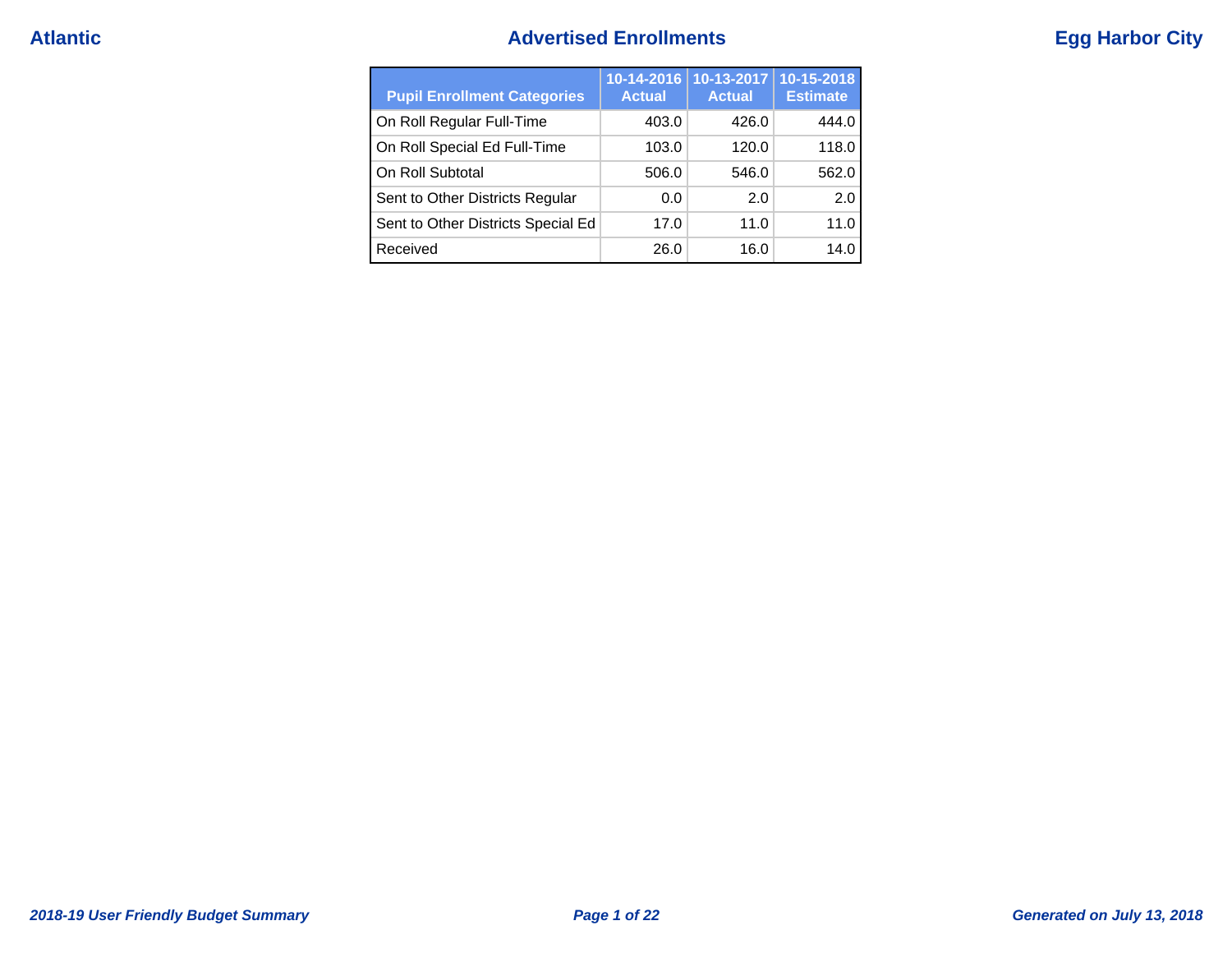# Advertised Enrollments

| Pupil Enrollment Categories | 10-14-2016 Actual | 10-13-2017 Actual | 10-15-2018 Estimate |
|---|---|---|---|
| On Roll Regular Full-Time | 403.0 | 426.0 | 444.0 |
| On Roll Special Ed Full-Time | 103.0 | 120.0 | 118.0 |
| On Roll Subtotal | 506.0 | 546.0 | 562.0 |
| Sent to Other Districts Regular | 0.0 | 2.0 | 2.0 |
| Sent to Other Districts Special Ed | 17.0 | 11.0 | 11.0 |
| Received | 26.0 | 16.0 | 14.0 |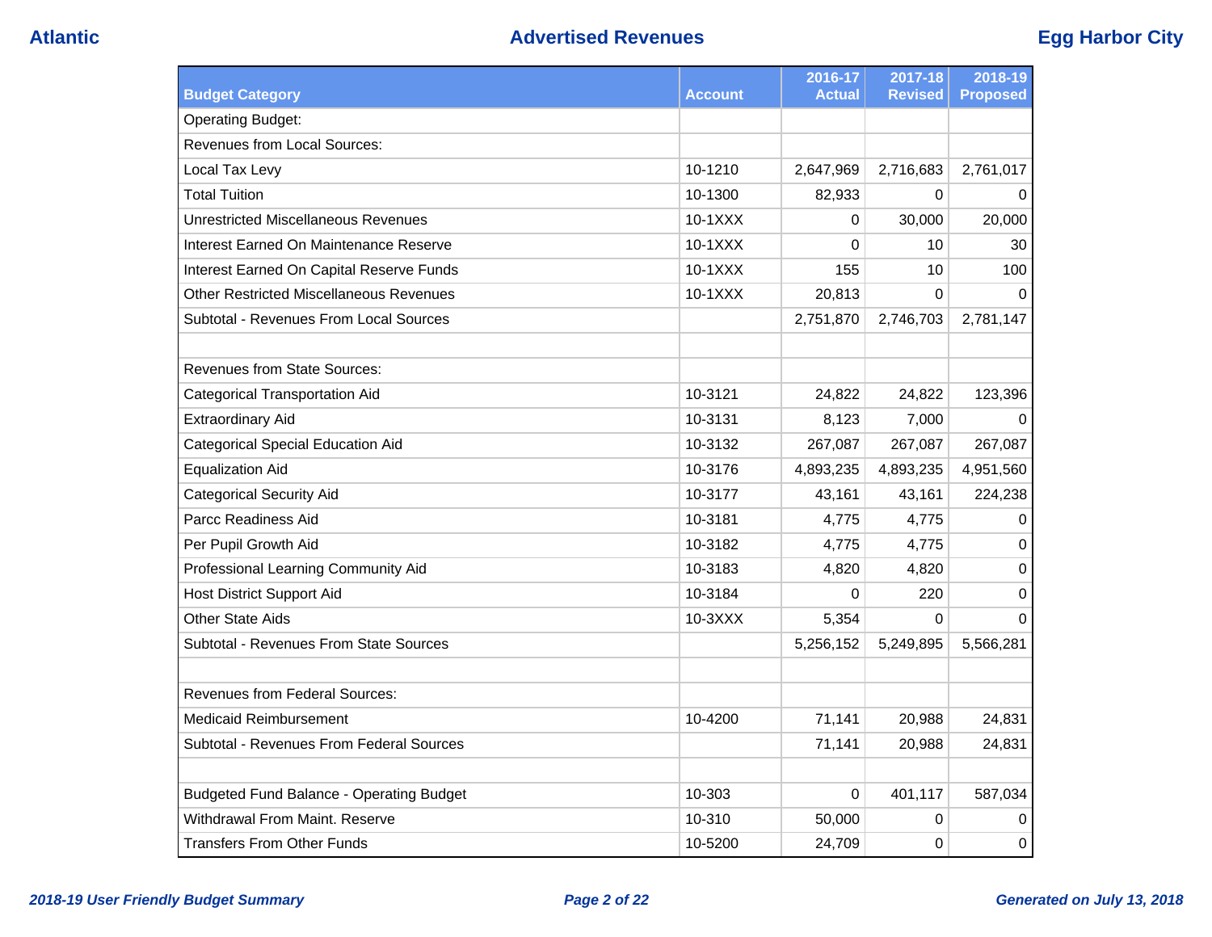## Advertised Revenues

| Budget Category | Account | 2016-17 Actual | 2017-18 Revised | 2018-19 Proposed |
|---|---|---|---|---|
| Operating Budget: | | | | |
| Revenues from Local Sources: | | | | |
| Local Tax Levy | 10-1210 | 2,647,969 | 2,716,683 | 2,761,017 |
| Total Tuition | 10-1300 | 82,933 | 0 | 0 |
| Unrestricted Miscellaneous Revenues | 10-1XXX | 0 | 30,000 | 20,000 |
| Interest Earned On Maintenance Reserve | 10-1XXX | 0 | 10 | 30 |
| Interest Earned On Capital Reserve Funds | 10-1XXX | 155 | 10 | 100 |
| Other Restricted Miscellaneous Revenues | 10-1XXX | 20,813 | 0 | 0 |
| Subtotal - Revenues From Local Sources | | 2,751,870 | 2,746,703 | 2,781,147 |
| | | | | |
| Revenues from State Sources: | | | | |
| Categorical Transportation Aid | 10-3121 | 24,822 | 24,822 | 123,396 |
| Extraordinary Aid | 10-3131 | 8,123 | 7,000 | 0 |
| Categorical Special Education Aid | 10-3132 | 267,087 | 267,087 | 267,087 |
| Equalization Aid | 10-3176 | 4,893,235 | 4,893,235 | 4,951,560 |
| Categorical Security Aid | 10-3177 | 43,161 | 43,161 | 224,238 |
| Parcc Readiness Aid | 10-3181 | 4,775 | 4,775 | 0 |
| Per Pupil Growth Aid | 10-3182 | 4,775 | 4,775 | 0 |
| Professional Learning Community Aid | 10-3183 | 4,820 | 4,820 | 0 |
| Host District Support Aid | 10-3184 | 0 | 220 | 0 |
| Other State Aids | 10-3XXX | 5,354 | 0 | 0 |
| Subtotal - Revenues From State Sources | | 5,256,152 | 5,249,895 | 5,566,281 |
| | | | | |
| Revenues from Federal Sources: | | | | |
| Medicaid Reimbursement | 10-4200 | 71,141 | 20,988 | 24,831 |
| Subtotal - Revenues From Federal Sources | | 71,141 | 20,988 | 24,831 |
| | | | | |
| Budgeted Fund Balance - Operating Budget | 10-303 | 0 | 401,117 | 587,034 |
| Withdrawal From Maint. Reserve | 10-310 | 50,000 | 0 | 0 |
| Transfers From Other Funds | 10-5200 | 24,709 | 0 | 0 |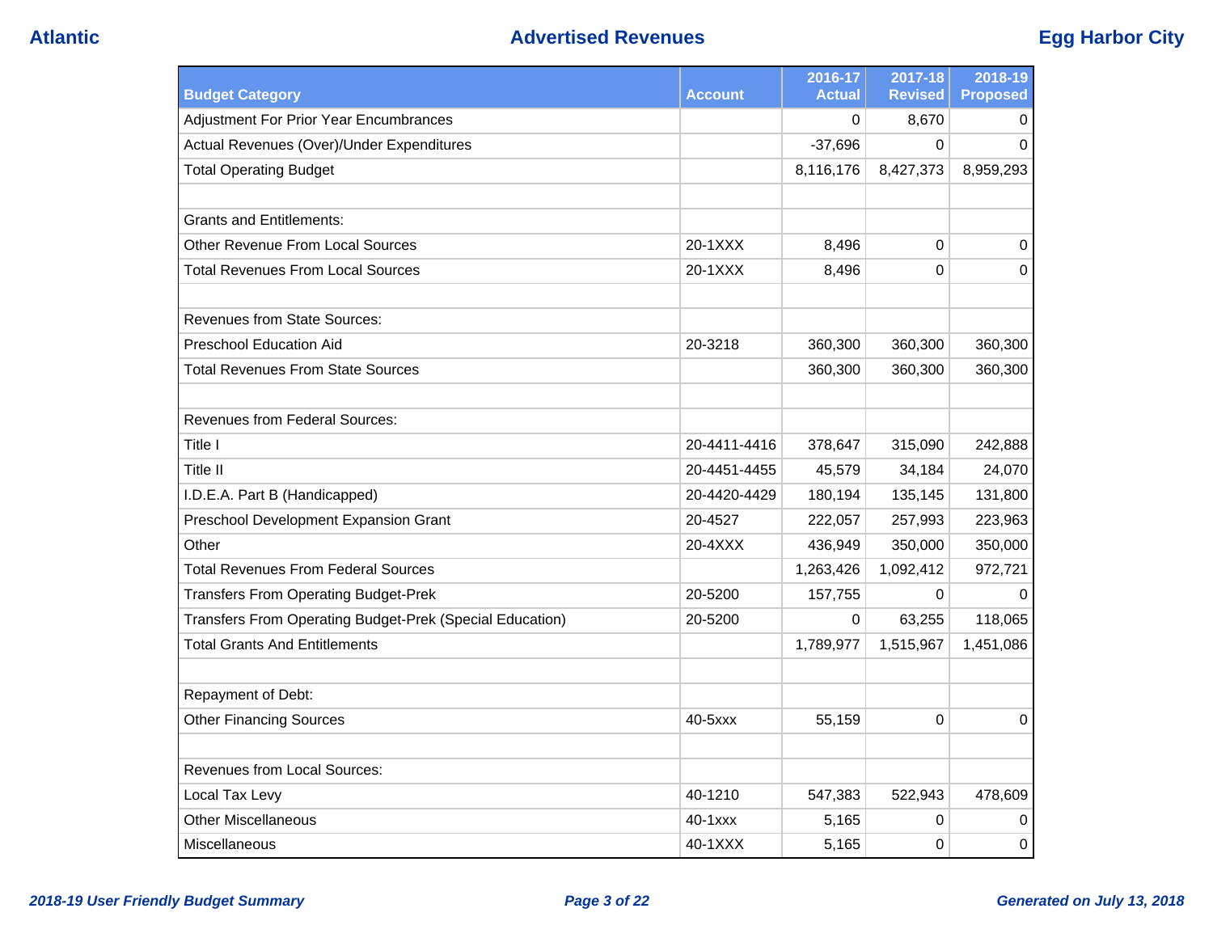# Advertised Revenues

| Budget Category | Account | 2016-17 Actual | 2017-18 Revised | 2018-19 Proposed |
|---|---|---|---|---|
| Adjustment For Prior Year Encumbrances | | 0 | 8,670 | 0 |
| Actual Revenues (Over)/Under Expenditures | | -37,696 | 0 | 0 |
| Total Operating Budget | | 8,116,176 | 8,427,373 | 8,959,293 |
| | | | | |
| Grants and Entitlements: | | | | |
| Other Revenue From Local Sources | 20-1XXX | 8,496 | 0 | 0 |
| Total Revenues From Local Sources | 20-1XXX | 8,496 | 0 | 0 |
| | | | | |
| Revenues from State Sources: | | | | |
| Preschool Education Aid | 20-3218 | 360,300 | 360,300 | 360,300 |
| Total Revenues From State Sources | | 360,300 | 360,300 | 360,300 |
| | | | | |
| Revenues from Federal Sources: | | | | |
| Title I | 20-4411-4416 | 378,647 | 315,090 | 242,888 |
| Title II | 20-4451-4455 | 45,579 | 34,184 | 24,070 |
| I.D.E.A. Part B (Handicapped) | 20-4420-4429 | 180,194 | 135,145 | 131,800 |
| Preschool Development Expansion Grant | 20-4527 | 222,057 | 257,993 | 223,963 |
| Other | 20-4XXX | 436,949 | 350,000 | 350,000 |
| Total Revenues From Federal Sources | | 1,263,426 | 1,092,412 | 972,721 |
| Transfers From Operating Budget-Prek | 20-5200 | 157,755 | 0 | 0 |
| Transfers From Operating Budget-Prek (Special Education) | 20-5200 | 0 | 63,255 | 118,065 |
| Total Grants And Entitlements | | 1,789,977 | 1,515,967 | 1,451,086 |
| | | | | |
| Repayment of Debt: | | | | |
| Other Financing Sources | 40-5xxx | 55,159 | 0 | 0 |
| | | | | |
| Revenues from Local Sources: | | | | |
| Local Tax Levy | 40-1210 | 547,383 | 522,943 | 478,609 |
| Other Miscellaneous | 40-1xxx | 5,165 | 0 | 0 |
| Miscellaneous | 40-1XXX | 5,165 | 0 | 0 |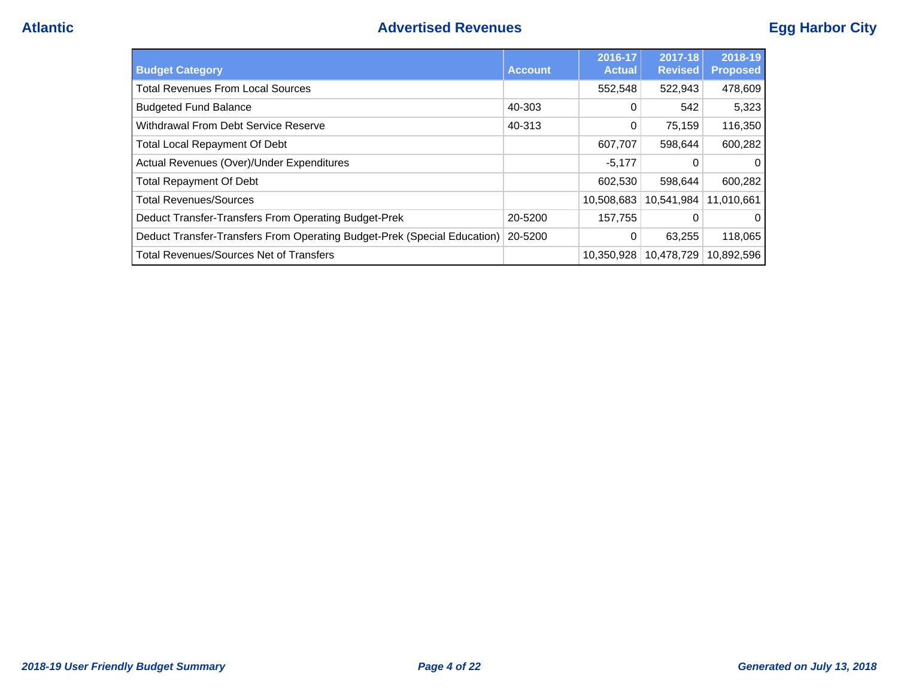# Advertised Revenues

| Budget Category | Account | 2016-17 Actual | 2017-18 Revised | 2018-19 Proposed |
|---|---|---|---|---|
| Total Revenues From Local Sources | | 552,548 | 522,943 | 478,609 |
| Budgeted Fund Balance | 40-303 | 0 | 542 | 5,323 |
| Withdrawal From Debt Service Reserve | 40-313 | 0 | 75,159 | 116,350 |
| Total Local Repayment Of Debt | | 607,707 | 598,644 | 600,282 |
| Actual Revenues (Over)/Under Expenditures | | -5,177 | 0 | 0 |
| Total Repayment Of Debt | | 602,530 | 598,644 | 600,282 |
| Total Revenues/Sources | | 10,508,683 | 10,541,984 | 11,010,661 |
| Deduct Transfer-Transfers From Operating Budget-Prek | 20-5200 | 157,755 | 0 | 0 |
| Deduct Transfer-Transfers From Operating Budget-Prek (Special Education) | 20-5200 | 0 | 63,255 | 118,065 |
| Total Revenues/Sources Net of Transfers | | 10,350,928 | 10,478,729 | 10,892,596 |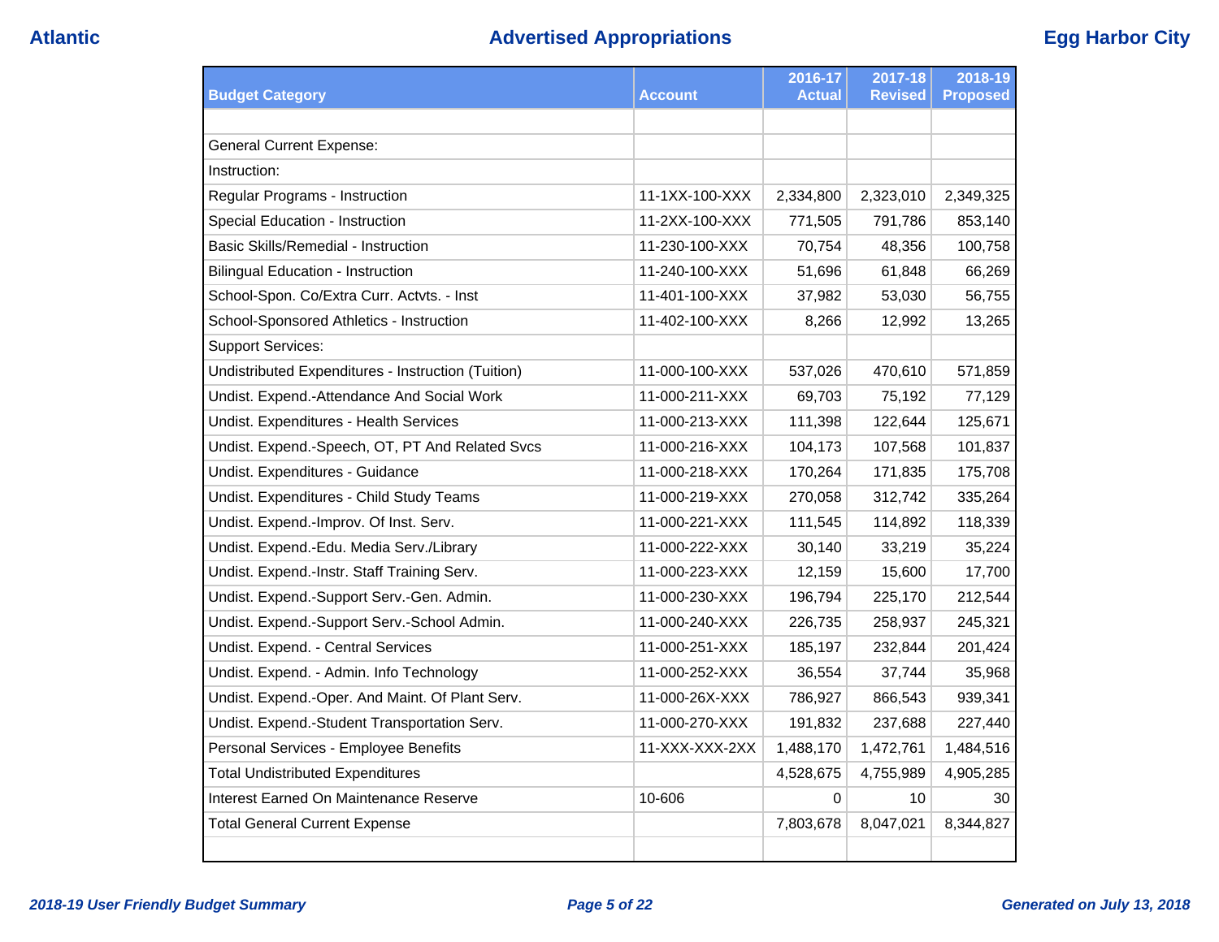| Budget Category | Account | 2016-17 Actual | 2017-18 Revised | 2018-19 Proposed |
|---|---|---|---|---|
| | | | | |
| General Current Expense: | | | | |
| Instruction: | | | | |
| Regular Programs - Instruction | 11-1XX-100-XXX | 2,334,800 | 2,323,010 | 2,349,325 |
| Special Education - Instruction | 11-2XX-100-XXX | 771,505 | 791,786 | 853,140 |
| Basic Skills/Remedial - Instruction | 11-230-100-XXX | 70,754 | 48,356 | 100,758 |
| Bilingual Education - Instruction | 11-240-100-XXX | 51,696 | 61,848 | 66,269 |
| School-Spon. Co/Extra Curr. Actvts. - Inst | 11-401-100-XXX | 37,982 | 53,030 | 56,755 |
| School-Sponsored Athletics - Instruction | 11-402-100-XXX | 8,266 | 12,992 | 13,265 |
| Support Services: | | | | |
| Undistributed Expenditures - Instruction (Tuition) | 11-000-100-XXX | 537,026 | 470,610 | 571,859 |
| Undist. Expend.-Attendance And Social Work | 11-000-211-XXX | 69,703 | 75,192 | 77,129 |
| Undist. Expenditures - Health Services | 11-000-213-XXX | 111,398 | 122,644 | 125,671 |
| Undist. Expend.-Speech, OT, PT And Related Svcs | 11-000-216-XXX | 104,173 | 107,568 | 101,837 |
| Undist. Expenditures - Guidance | 11-000-218-XXX | 170,264 | 171,835 | 175,708 |
| Undist. Expenditures - Child Study Teams | 11-000-219-XXX | 270,058 | 312,742 | 335,264 |
| Undist. Expend.-Improv. Of Inst. Serv. | 11-000-221-XXX | 111,545 | 114,892 | 118,339 |
| Undist. Expend.-Edu. Media Serv./Library | 11-000-222-XXX | 30,140 | 33,219 | 35,224 |
| Undist. Expend.-Instr. Staff Training Serv. | 11-000-223-XXX | 12,159 | 15,600 | 17,700 |
| Undist. Expend.-Support Serv.-Gen. Admin. | 11-000-230-XXX | 196,794 | 225,170 | 212,544 |
| Undist. Expend.-Support Serv.-School Admin. | 11-000-240-XXX | 226,735 | 258,937 | 245,321 |
| Undist. Expend. - Central Services | 11-000-251-XXX | 185,197 | 232,844 | 201,424 |
| Undist. Expend. - Admin. Info Technology | 11-000-252-XXX | 36,554 | 37,744 | 35,968 |
| Undist. Expend.-Oper. And Maint. Of Plant Serv. | 11-000-26X-XXX | 786,927 | 866,543 | 939,341 |
| Undist. Expend.-Student Transportation Serv. | 11-000-270-XXX | 191,832 | 237,688 | 227,440 |
| Personal Services - Employee Benefits | 11-XXX-XXX-2XX | 1,488,170 | 1,472,761 | 1,484,516 |
| Total Undistributed Expenditures | | 4,528,675 | 4,755,989 | 4,905,285 |
| Interest Earned On Maintenance Reserve | 10-606 | 0 | 10 | 30 |
| Total General Current Expense | | 7,803,678 | 8,047,021 | 8,344,827 |
| | | | | |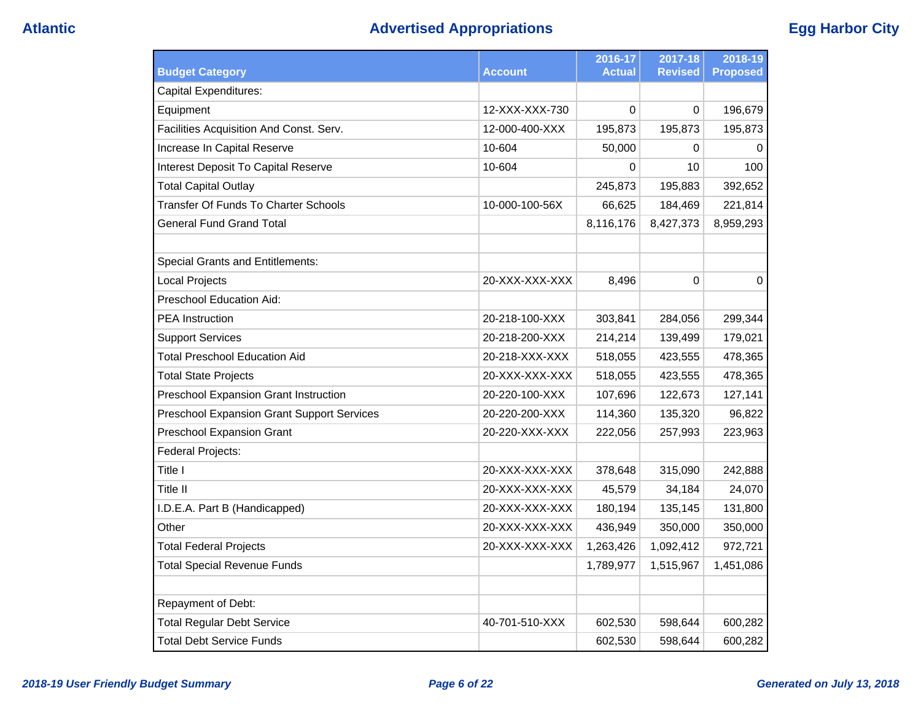# Advertised Appropriations

| Budget Category | Account | 2016-17 Actual | 2017-18 Revised | 2018-19 Proposed |
|---|---|---|---|---|
| Capital Expenditures: | | | | |
| Equipment | 12-XXX-XXX-730 | 0 | 0 | 196,679 |
| Facilities Acquisition And Const. Serv. | 12-000-400-XXX | 195,873 | 195,873 | 195,873 |
| Increase In Capital Reserve | 10-604 | 50,000 | 0 | 0 |
| Interest Deposit To Capital Reserve | 10-604 | 0 | 10 | 100 |
| Total Capital Outlay | | 245,873 | 195,883 | 392,652 |
| Transfer Of Funds To Charter Schools | 10-000-100-56X | 66,625 | 184,469 | 221,814 |
| General Fund Grand Total | | 8,116,176 | 8,427,373 | 8,959,293 |
| | | | | |
| Special Grants and Entitlements: | | | | |
| Local Projects | 20-XXX-XXX-XXX | 8,496 | 0 | 0 |
| Preschool Education Aid: | | | | |
| PEA Instruction | 20-218-100-XXX | 303,841 | 284,056 | 299,344 |
| Support Services | 20-218-200-XXX | 214,214 | 139,499 | 179,021 |
| Total Preschool Education Aid | 20-218-XXX-XXX | 518,055 | 423,555 | 478,365 |
| Total State Projects | 20-XXX-XXX-XXX | 518,055 | 423,555 | 478,365 |
| Preschool Expansion Grant Instruction | 20-220-100-XXX | 107,696 | 122,673 | 127,141 |
| Preschool Expansion Grant Support Services | 20-220-200-XXX | 114,360 | 135,320 | 96,822 |
| Preschool Expansion Grant | 20-220-XXX-XXX | 222,056 | 257,993 | 223,963 |
| Federal Projects: | | | | |
| Title I | 20-XXX-XXX-XXX | 378,648 | 315,090 | 242,888 |
| Title II | 20-XXX-XXX-XXX | 45,579 | 34,184 | 24,070 |
| I.D.E.A. Part B (Handicapped) | 20-XXX-XXX-XXX | 180,194 | 135,145 | 131,800 |
| Other | 20-XXX-XXX-XXX | 436,949 | 350,000 | 350,000 |
| Total Federal Projects | 20-XXX-XXX-XXX | 1,263,426 | 1,092,412 | 972,721 |
| Total Special Revenue Funds | | 1,789,977 | 1,515,967 | 1,451,086 |
| | | | | |
| Repayment of Debt: | | | | |
| Total Regular Debt Service | 40-701-510-XXX | 602,530 | 598,644 | 600,282 |
| Total Debt Service Funds | | 602,530 | 598,644 | 600,282 |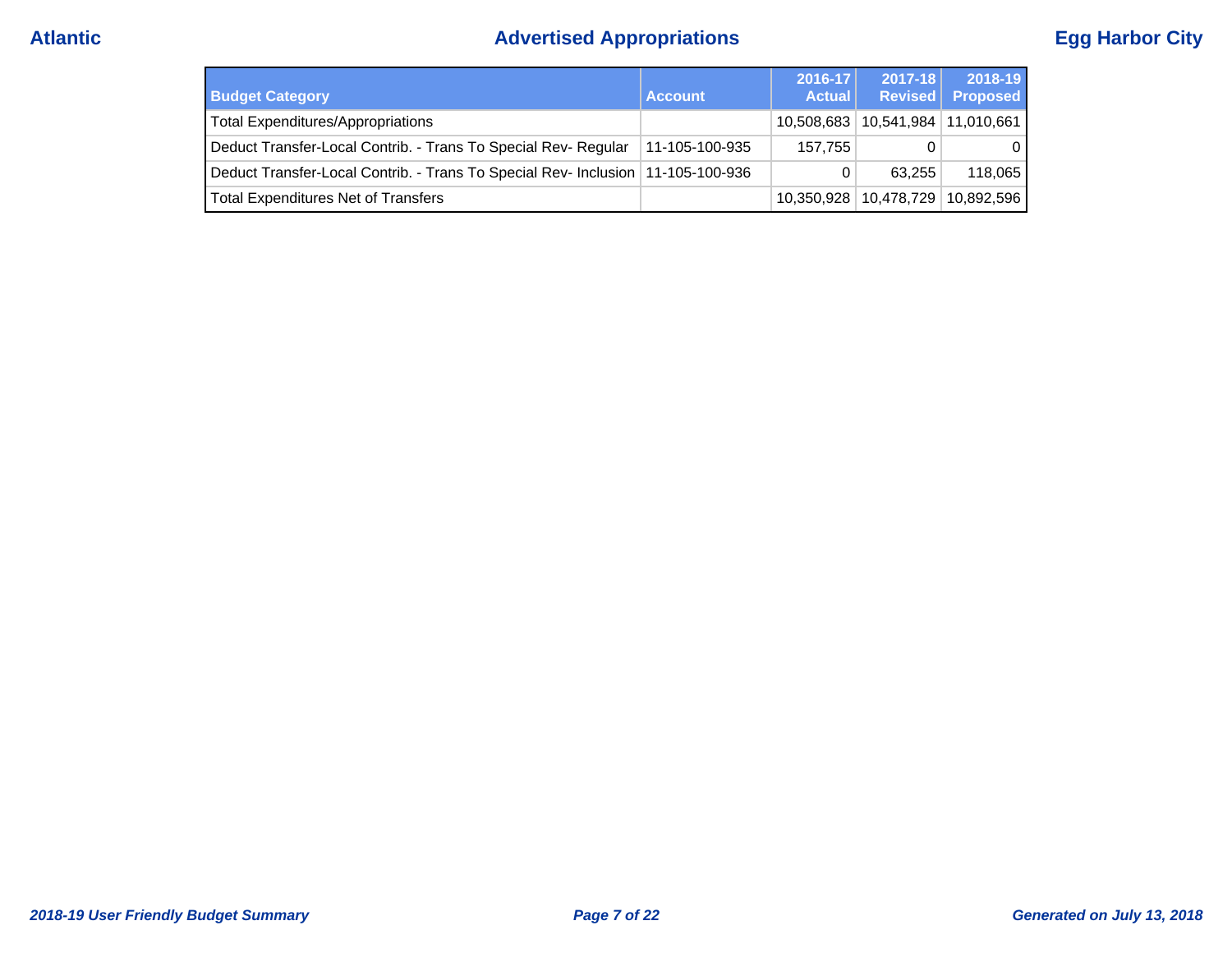## Advertised Appropriations

| Budget Category | Account | 2016-17 Actual | 2017-18 Revised | 2018-19 Proposed |
|---|---|---|---|---|
| Total Expenditures/Appropriations | | 10,508,683 | 10,541,984 | 11,010,661 |
| Deduct Transfer-Local Contrib. - Trans To Special Rev- Regular | 11-105-100-935 | 157,755 | 0 | 0 |
| Deduct Transfer-Local Contrib. - Trans To Special Rev- Inclusion | 11-105-100-936 | 0 | 63,255 | 118,065 |
| Total Expenditures Net of Transfers | | 10,350,928 | 10,478,729 | 10,892,596 |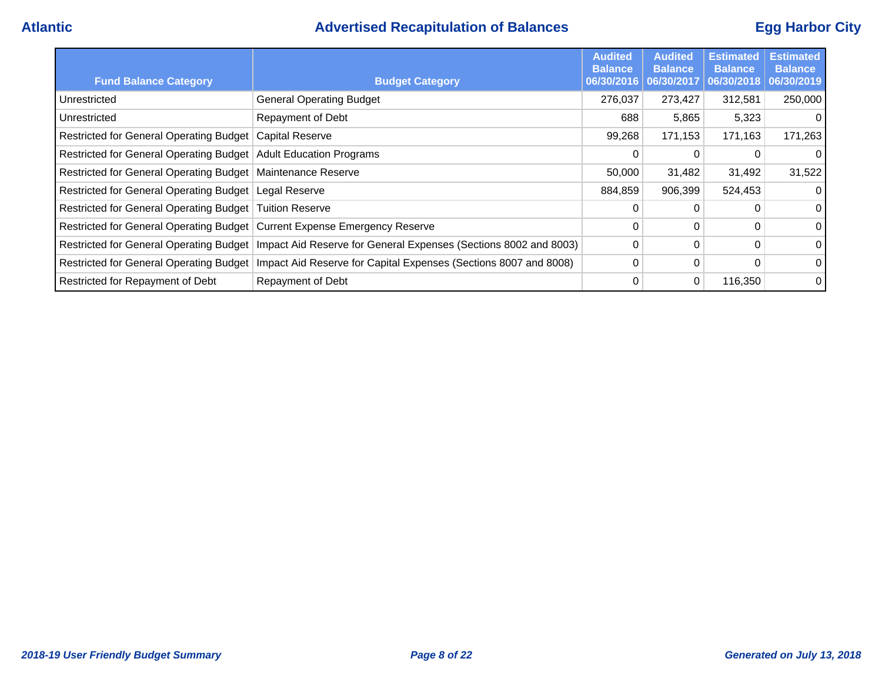# Advertised Recapitulation of Balances

| Fund Balance Category | Budget Category | Audited Balance 06/30/2016 | Audited Balance 06/30/2017 | Estimated Balance 06/30/2018 | Estimated Balance 06/30/2019 |
|---|---|---|---|---|---|
| Unrestricted | General Operating Budget | 276,037 | 273,427 | 312,581 | 250,000 |
| Unrestricted | Repayment of Debt | 688 | 5,865 | 5,323 | 0 |
| Restricted for General Operating Budget | Capital Reserve | 99,268 | 171,153 | 171,163 | 171,263 |
| Restricted for General Operating Budget | Adult Education Programs | 0 | 0 | 0 | 0 |
| Restricted for General Operating Budget | Maintenance Reserve | 50,000 | 31,482 | 31,492 | 31,522 |
| Restricted for General Operating Budget | Legal Reserve | 884,859 | 906,399 | 524,453 | 0 |
| Restricted for General Operating Budget | Tuition Reserve | 0 | 0 | 0 | 0 |
| Restricted for General Operating Budget | Current Expense Emergency Reserve | 0 | 0 | 0 | 0 |
| Restricted for General Operating Budget | Impact Aid Reserve for General Expenses (Sections 8002 and 8003) | 0 | 0 | 0 | 0 |
| Restricted for General Operating Budget | Impact Aid Reserve for Capital Expenses (Sections 8007 and 8008) | 0 | 0 | 0 | 0 |
| Restricted for Repayment of Debt | Repayment of Debt | 0 | 0 | 116,350 | 0 |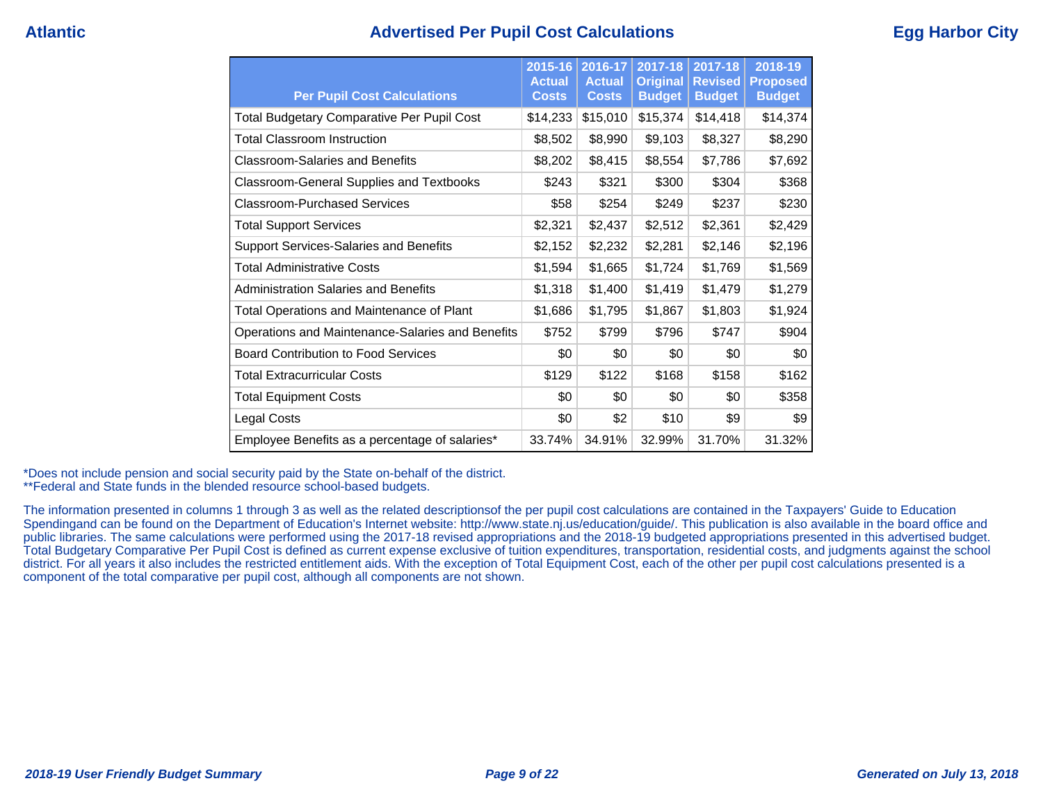Atlantic | **Advertised Per Pupil Cost Calculations** | Egg Harbor City

| Per Pupil Cost Calculations | 2015-16 Actual Costs | 2016-17 Actual Costs | 2017-18 Original Budget | 2017-18 Revised Budget | 2018-19 Proposed Budget |
|---|---|---|---|---|---|
| Total Budgetary Comparative Per Pupil Cost | $14,233 | $15,010 | $15,374 | $14,418 | $14,374 |
| Total Classroom Instruction | $8,502 | $8,990 | $9,103 | $8,327 | $8,290 |
| Classroom-Salaries and Benefits | $8,202 | $8,415 | $8,554 | $7,786 | $7,692 |
| Classroom-General Supplies and Textbooks | $243 | $321 | $300 | $304 | $368 |
| Classroom-Purchased Services | $58 | $254 | $249 | $237 | $230 |
| Total Support Services | $2,321 | $2,437 | $2,512 | $2,361 | $2,429 |
| Support Services-Salaries and Benefits | $2,152 | $2,232 | $2,281 | $2,146 | $2,196 |
| Total Administrative Costs | $1,594 | $1,665 | $1,724 | $1,769 | $1,569 |
| Administration Salaries and Benefits | $1,318 | $1,400 | $1,419 | $1,479 | $1,279 |
| Total Operations and Maintenance of Plant | $1,686 | $1,795 | $1,867 | $1,803 | $1,924 |
| Operations and Maintenance-Salaries and Benefits | $752 | $799 | $796 | $747 | $904 |
| Board Contribution to Food Services | $0 | $0 | $0 | $0 | $0 |
| Total Extracurricular Costs | $129 | $122 | $168 | $158 | $162 |
| Total Equipment Costs | $0 | $0 | $0 | $0 | $358 |
| Legal Costs | $0 | $2 | $10 | $9 | $9 |
| Employee Benefits as a percentage of salaries* | 33.74% | 34.91% | 32.99% | 31.70% | 31.32% |

*Does not include pension and social security paid by the State on-behalf of the district.
**Federal and State funds in the blended resource school-based budgets.

The information presented in columns 1 through 3 as well as the related descriptionsof the per pupil cost calculations are contained in the Taxpayers' Guide to Education Spendingand can be found on the Department of Education's Internet website: http://www.state.nj.us/education/guide/. This publication is also available in the board office and public libraries. The same calculations were performed using the 2017-18 revised appropriations and the 2018-19 budgeted appropriations presented in this advertised budget. Total Budgetary Comparative Per Pupil Cost is defined as current expense exclusive of tuition expenditures, transportation, residential costs, and judgments against the school district. For all years it also includes the restricted entitlement aids. With the exception of Total Equipment Cost, each of the other per pupil cost calculations presented is a component of the total comparative per pupil cost, although all components are not shown.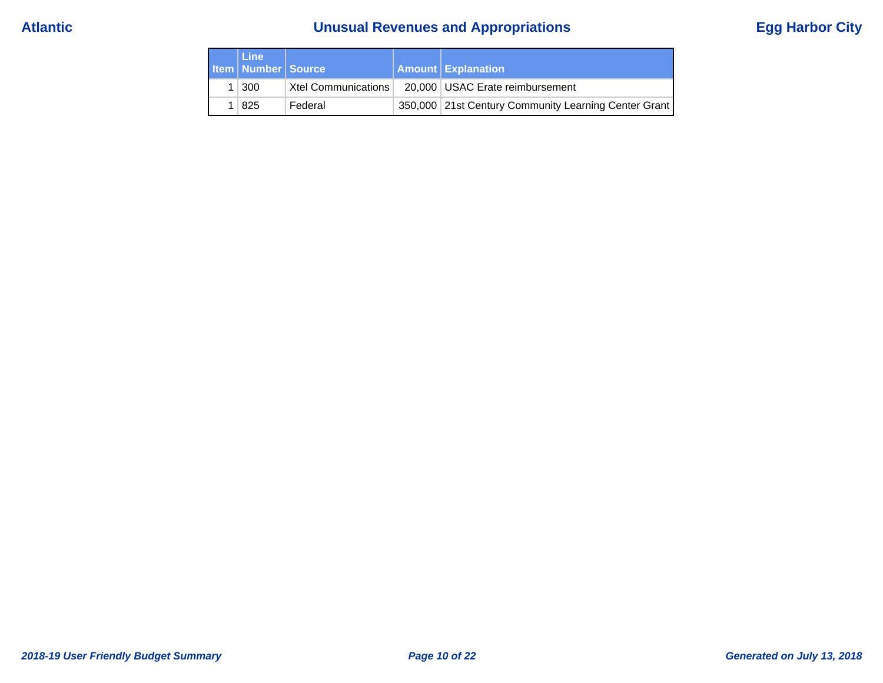# Unusual Revenues and Appropriations

Atlantic — Egg Harbor City

| Item | Line Number | Source | Amount | Explanation |
|---|---|---|---|---|
| 1 | 300 | Xtel Communications | 20,000 | USAC Erate reimbursement |
| 1 | 825 | Federal | 350,000 | 21st Century Community Learning Center Grant |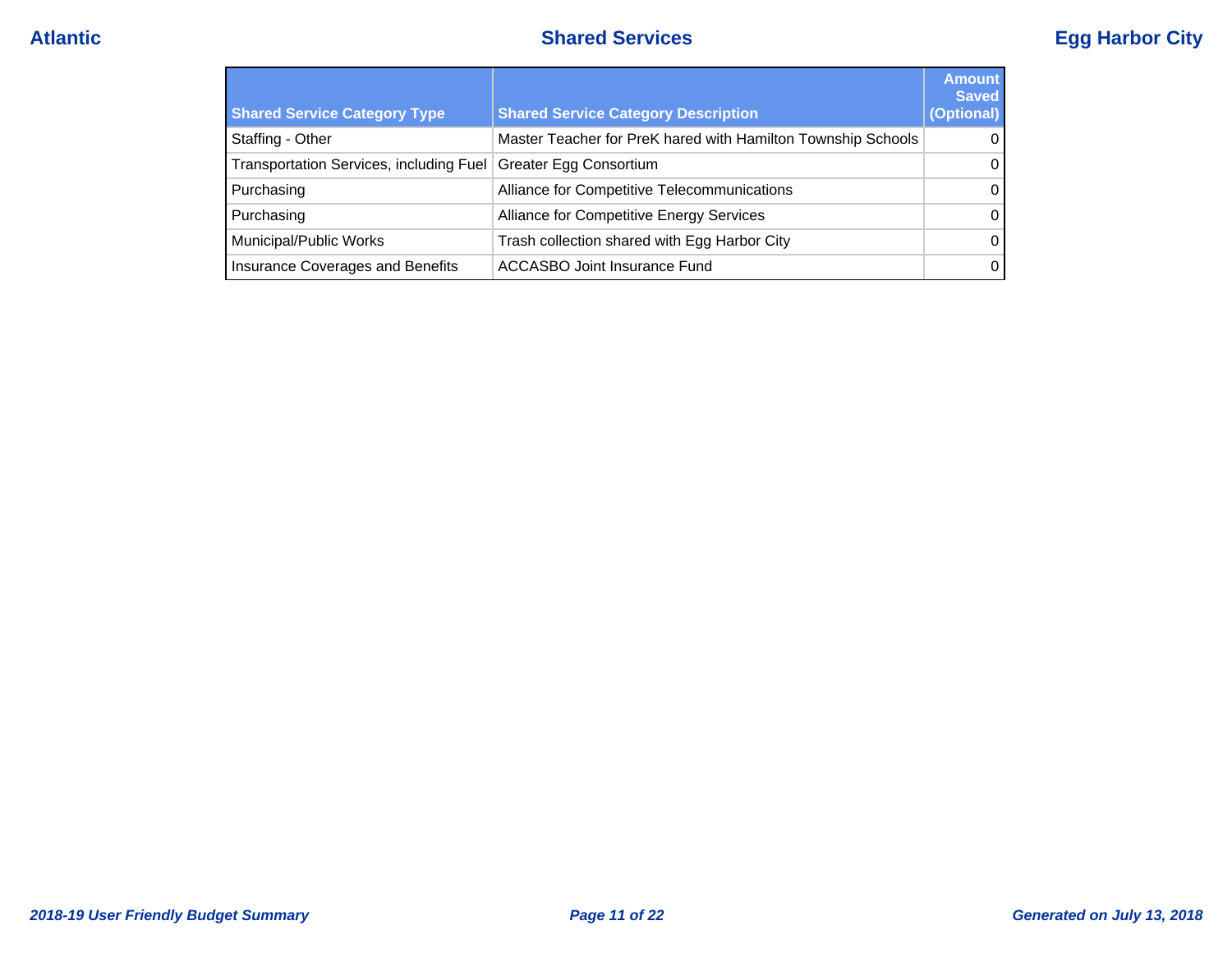## Shared Services

| Shared Service Category Type | Shared Service Category Description | Amount Saved (Optional) |
|---|---|---|
| Staffing - Other | Master Teacher for PreK hared with Hamilton Township Schools | 0 |
| Transportation Services, including Fuel | Greater Egg Consortium | 0 |
| Purchasing | Alliance for Competitive Telecommunications | 0 |
| Purchasing | Alliance for Competitive Energy Services | 0 |
| Municipal/Public Works | Trash collection shared with Egg Harbor City | 0 |
| Insurance Coverages and Benefits | ACCASBO Joint Insurance Fund | 0 |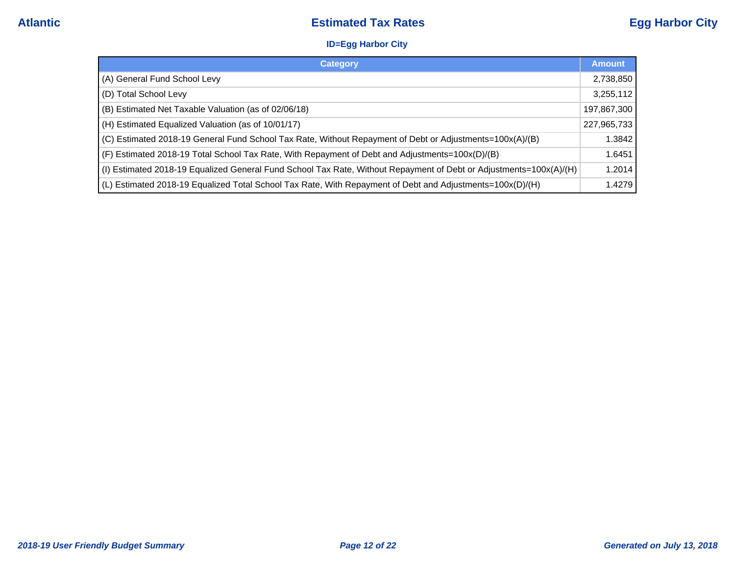# Estimated Tax Rates

**ID=Egg Harbor City**

| Category | Amount |
|---|---|
| (A) General Fund School Levy | 2,738,850 |
| (D) Total School Levy | 3,255,112 |
| (B) Estimated Net Taxable Valuation (as of 02/06/18) | 197,867,300 |
| (H) Estimated Equalized Valuation (as of 10/01/17) | 227,965,733 |
| (C) Estimated 2018-19 General Fund School Tax Rate, Without Repayment of Debt or Adjustments=100x(A)/(B) | 1.3842 |
| (F) Estimated 2018-19 Total School Tax Rate, With Repayment of Debt and Adjustments=100x(D)/(B) | 1.6451 |
| (I) Estimated 2018-19 Equalized General Fund School Tax Rate, Without Repayment of Debt or Adjustments=100x(A)/(H) | 1.2014 |
| (L) Estimated 2018-19 Equalized Total School Tax Rate, With Repayment of Debt and Adjustments=100x(D)/(H) | 1.4279 |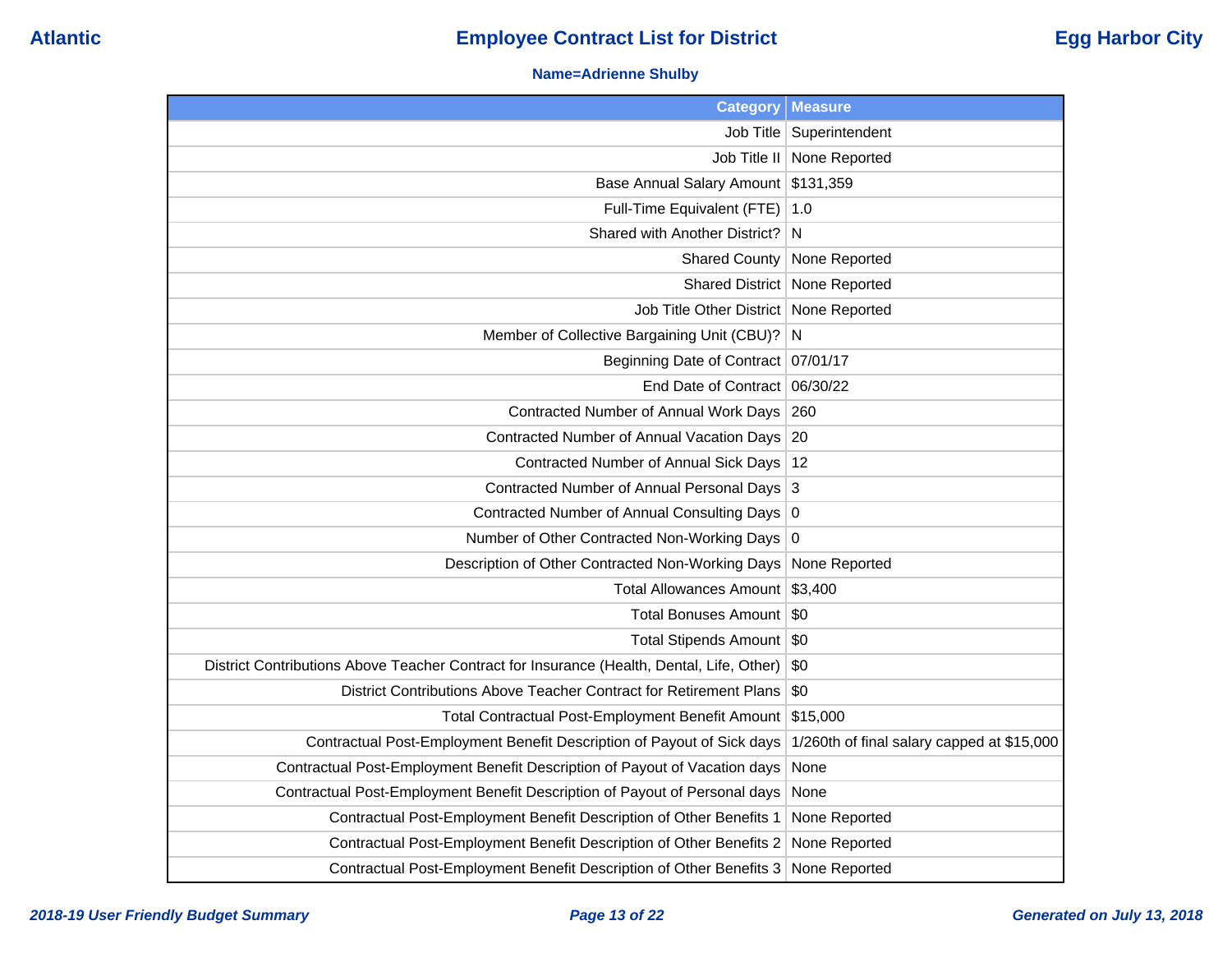Atlantic | **Employee Contract List for District** | Egg Harbor City

**Name=Adrienne Shulby**

| Category | Measure |
|---|---|
| Job Title | Superintendent |
| Job Title II | None Reported |
| Base Annual Salary Amount | $131,359 |
| Full-Time Equivalent (FTE) | 1.0 |
| Shared with Another District? | N |
| Shared County | None Reported |
| Shared District | None Reported |
| Job Title Other District | None Reported |
| Member of Collective Bargaining Unit (CBU)? | N |
| Beginning Date of Contract | 07/01/17 |
| End Date of Contract | 06/30/22 |
| Contracted Number of Annual Work Days | 260 |
| Contracted Number of Annual Vacation Days | 20 |
| Contracted Number of Annual Sick Days | 12 |
| Contracted Number of Annual Personal Days | 3 |
| Contracted Number of Annual Consulting Days | 0 |
| Number of Other Contracted Non-Working Days | 0 |
| Description of Other Contracted Non-Working Days | None Reported |
| Total Allowances Amount | $3,400 |
| Total Bonuses Amount | $0 |
| Total Stipends Amount | $0 |
| District Contributions Above Teacher Contract for Insurance (Health, Dental, Life, Other) | $0 |
| District Contributions Above Teacher Contract for Retirement Plans | $0 |
| Total Contractual Post-Employment Benefit Amount | $15,000 |
| Contractual Post-Employment Benefit Description of Payout of Sick days | 1/260th of final salary capped at $15,000 |
| Contractual Post-Employment Benefit Description of Payout of Vacation days | None |
| Contractual Post-Employment Benefit Description of Payout of Personal days | None |
| Contractual Post-Employment Benefit Description of Other Benefits 1 | None Reported |
| Contractual Post-Employment Benefit Description of Other Benefits 2 | None Reported |
| Contractual Post-Employment Benefit Description of Other Benefits 3 | None Reported |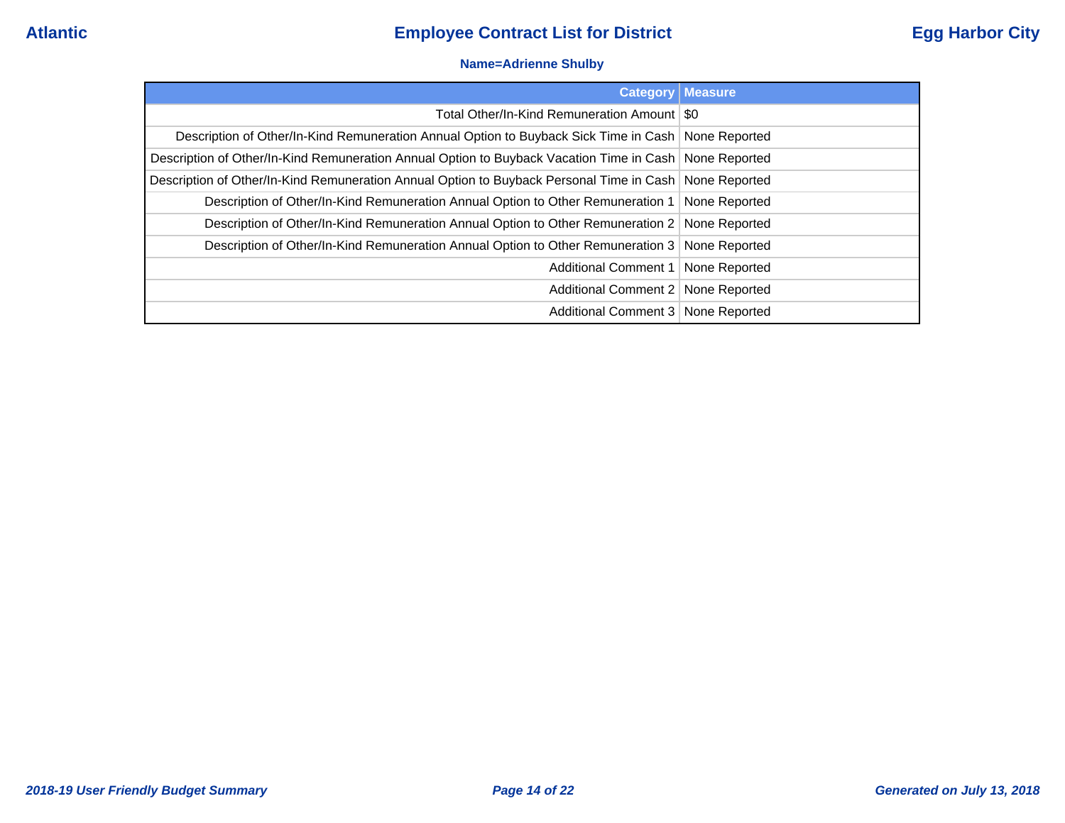**Name=Adrienne Shulby**

| Category | Measure |
| --- | --- |
| Total Other/In-Kind Remuneration Amount | $0 |
| Description of Other/In-Kind Remuneration Annual Option to Buyback Sick Time in Cash | None Reported |
| Description of Other/In-Kind Remuneration Annual Option to Buyback Vacation Time in Cash | None Reported |
| Description of Other/In-Kind Remuneration Annual Option to Buyback Personal Time in Cash | None Reported |
| Description of Other/In-Kind Remuneration Annual Option to Other Remuneration 1 | None Reported |
| Description of Other/In-Kind Remuneration Annual Option to Other Remuneration 2 | None Reported |
| Description of Other/In-Kind Remuneration Annual Option to Other Remuneration 3 | None Reported |
| Additional Comment 1 | None Reported |
| Additional Comment 2 | None Reported |
| Additional Comment 3 | None Reported |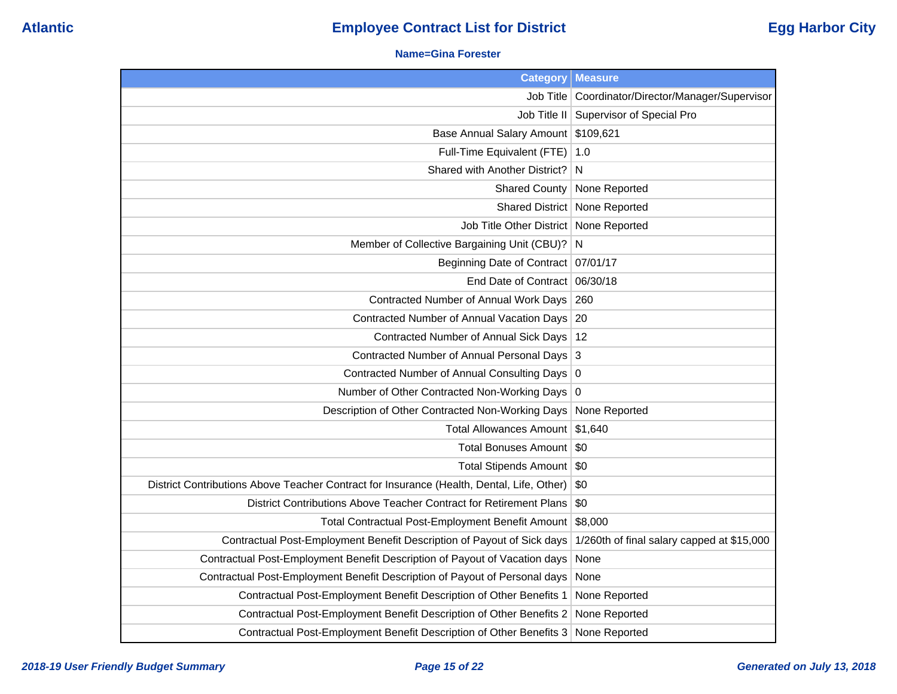# Atlantic — Employee Contract List for District — Egg Harbor City

**Name=Gina Forester**

| Category | Measure |
|---:|---|
| Job Title | Coordinator/Director/Manager/Supervisor |
| Job Title II | Supervisor of Special Pro |
| Base Annual Salary Amount | $109,621 |
| Full-Time Equivalent (FTE) | 1.0 |
| Shared with Another District? | N |
| Shared County | None Reported |
| Shared District | None Reported |
| Job Title Other District | None Reported |
| Member of Collective Bargaining Unit (CBU)? | N |
| Beginning Date of Contract | 07/01/17 |
| End Date of Contract | 06/30/18 |
| Contracted Number of Annual Work Days | 260 |
| Contracted Number of Annual Vacation Days | 20 |
| Contracted Number of Annual Sick Days | 12 |
| Contracted Number of Annual Personal Days | 3 |
| Contracted Number of Annual Consulting Days | 0 |
| Number of Other Contracted Non-Working Days | 0 |
| Description of Other Contracted Non-Working Days | None Reported |
| Total Allowances Amount | $1,640 |
| Total Bonuses Amount | $0 |
| Total Stipends Amount | $0 |
| District Contributions Above Teacher Contract for Insurance (Health, Dental, Life, Other) | $0 |
| District Contributions Above Teacher Contract for Retirement Plans | $0 |
| Total Contractual Post-Employment Benefit Amount | $8,000 |
| Contractual Post-Employment Benefit Description of Payout of Sick days | 1/260th of final salary capped at $15,000 |
| Contractual Post-Employment Benefit Description of Payout of Vacation days | None |
| Contractual Post-Employment Benefit Description of Payout of Personal days | None |
| Contractual Post-Employment Benefit Description of Other Benefits 1 | None Reported |
| Contractual Post-Employment Benefit Description of Other Benefits 2 | None Reported |
| Contractual Post-Employment Benefit Description of Other Benefits 3 | None Reported |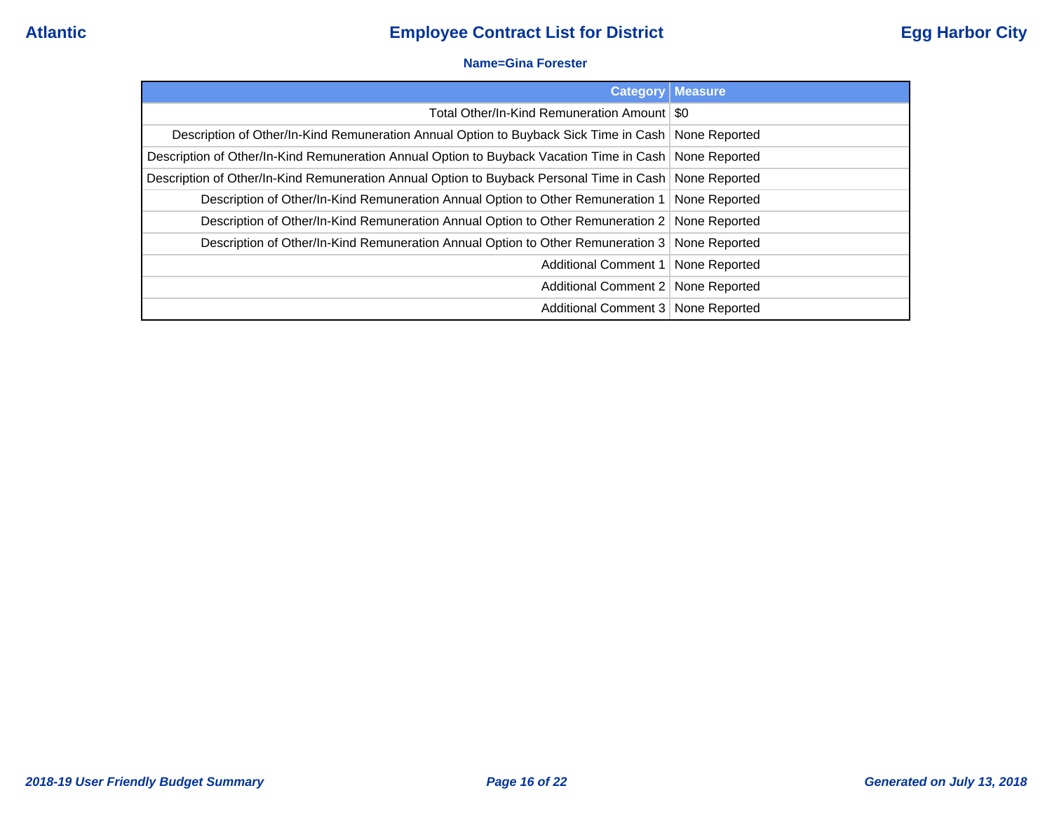**Name=Gina Forester**

| Category | Measure |
|---|---|
| Total Other/In-Kind Remuneration Amount | $0 |
| Description of Other/In-Kind Remuneration Annual Option to Buyback Sick Time in Cash | None Reported |
| Description of Other/In-Kind Remuneration Annual Option to Buyback Vacation Time in Cash | None Reported |
| Description of Other/In-Kind Remuneration Annual Option to Buyback Personal Time in Cash | None Reported |
| Description of Other/In-Kind Remuneration Annual Option to Other Remuneration 1 | None Reported |
| Description of Other/In-Kind Remuneration Annual Option to Other Remuneration 2 | None Reported |
| Description of Other/In-Kind Remuneration Annual Option to Other Remuneration 3 | None Reported |
| Additional Comment 1 | None Reported |
| Additional Comment 2 | None Reported |
| Additional Comment 3 | None Reported |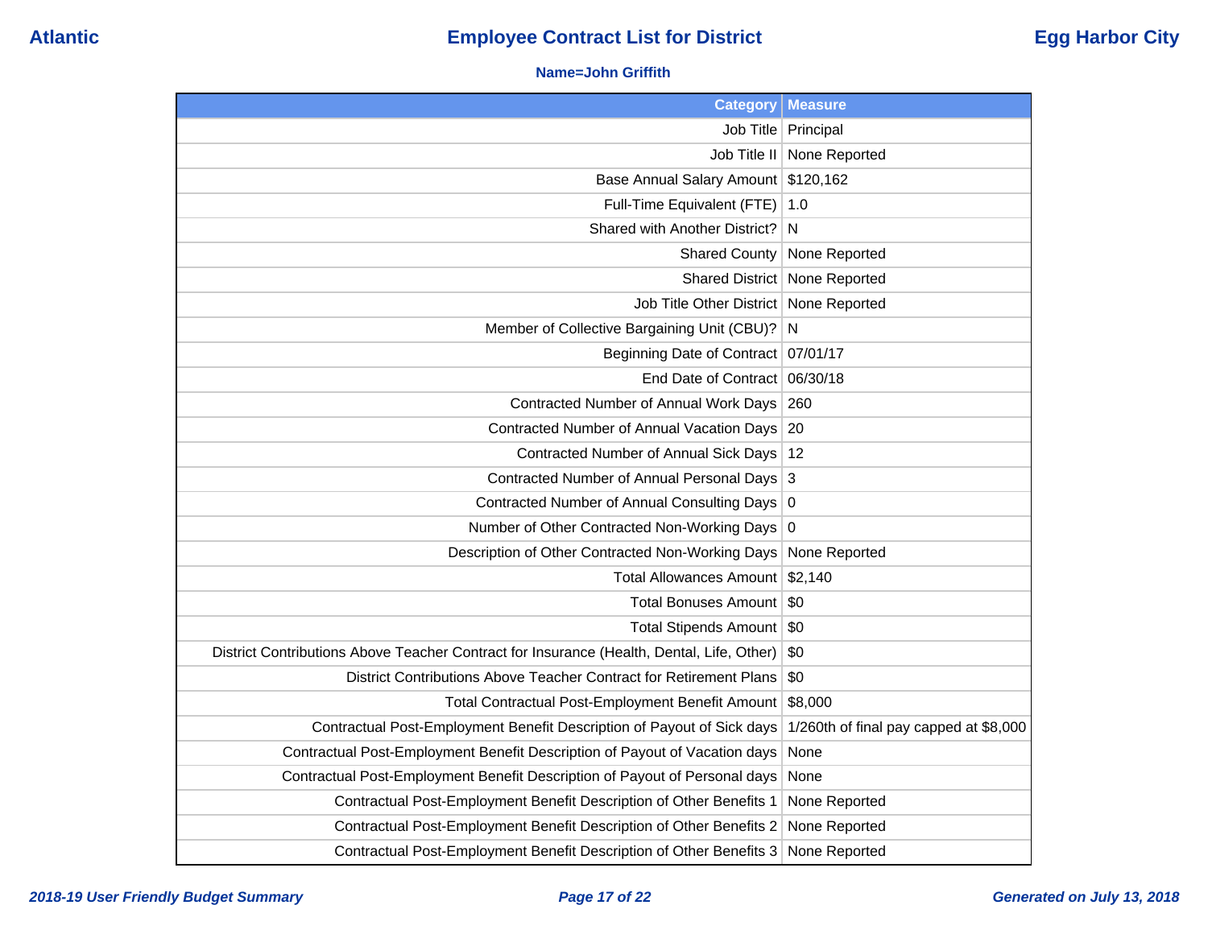Atlantic **Employee Contract List for District** Egg Harbor City

**Name=John Griffith**

| Category | Measure |
|---|---|
| Job Title | Principal |
| Job Title II | None Reported |
| Base Annual Salary Amount | $120,162 |
| Full-Time Equivalent (FTE) | 1.0 |
| Shared with Another District? | N |
| Shared County | None Reported |
| Shared District | None Reported |
| Job Title Other District | None Reported |
| Member of Collective Bargaining Unit (CBU)? | N |
| Beginning Date of Contract | 07/01/17 |
| End Date of Contract | 06/30/18 |
| Contracted Number of Annual Work Days | 260 |
| Contracted Number of Annual Vacation Days | 20 |
| Contracted Number of Annual Sick Days | 12 |
| Contracted Number of Annual Personal Days | 3 |
| Contracted Number of Annual Consulting Days | 0 |
| Number of Other Contracted Non-Working Days | 0 |
| Description of Other Contracted Non-Working Days | None Reported |
| Total Allowances Amount | $2,140 |
| Total Bonuses Amount | $0 |
| Total Stipends Amount | $0 |
| District Contributions Above Teacher Contract for Insurance (Health, Dental, Life, Other) | $0 |
| District Contributions Above Teacher Contract for Retirement Plans | $0 |
| Total Contractual Post-Employment Benefit Amount | $8,000 |
| Contractual Post-Employment Benefit Description of Payout of Sick days | 1/260th of final pay capped at $8,000 |
| Contractual Post-Employment Benefit Description of Payout of Vacation days | None |
| Contractual Post-Employment Benefit Description of Payout of Personal days | None |
| Contractual Post-Employment Benefit Description of Other Benefits 1 | None Reported |
| Contractual Post-Employment Benefit Description of Other Benefits 2 | None Reported |
| Contractual Post-Employment Benefit Description of Other Benefits 3 | None Reported |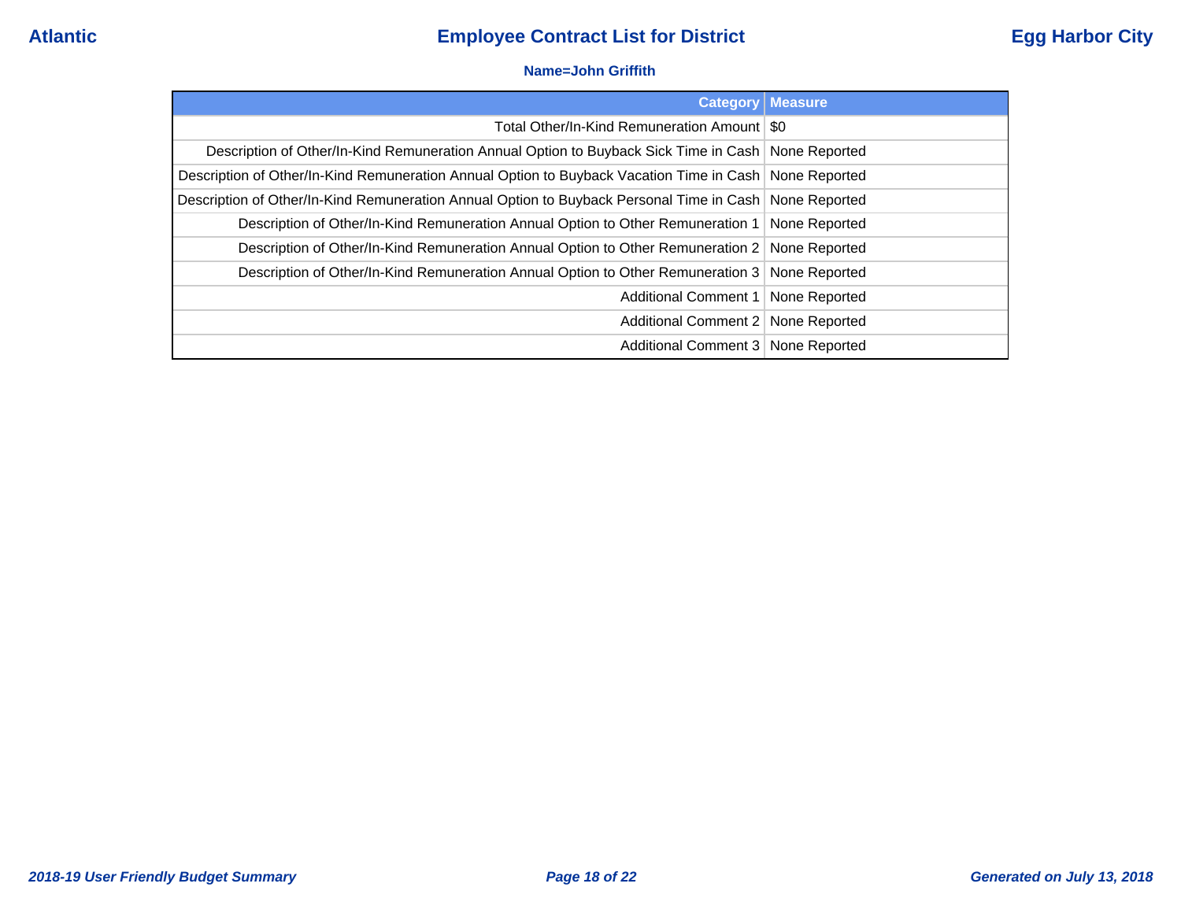**Name=John Griffith**

| Category | Measure |
| --- | --- |
| Total Other/In-Kind Remuneration Amount | $0 |
| Description of Other/In-Kind Remuneration Annual Option to Buyback Sick Time in Cash | None Reported |
| Description of Other/In-Kind Remuneration Annual Option to Buyback Vacation Time in Cash | None Reported |
| Description of Other/In-Kind Remuneration Annual Option to Buyback Personal Time in Cash | None Reported |
| Description of Other/In-Kind Remuneration Annual Option to Other Remuneration 1 | None Reported |
| Description of Other/In-Kind Remuneration Annual Option to Other Remuneration 2 | None Reported |
| Description of Other/In-Kind Remuneration Annual Option to Other Remuneration 3 | None Reported |
| Additional Comment 1 | None Reported |
| Additional Comment 2 | None Reported |
| Additional Comment 3 | None Reported |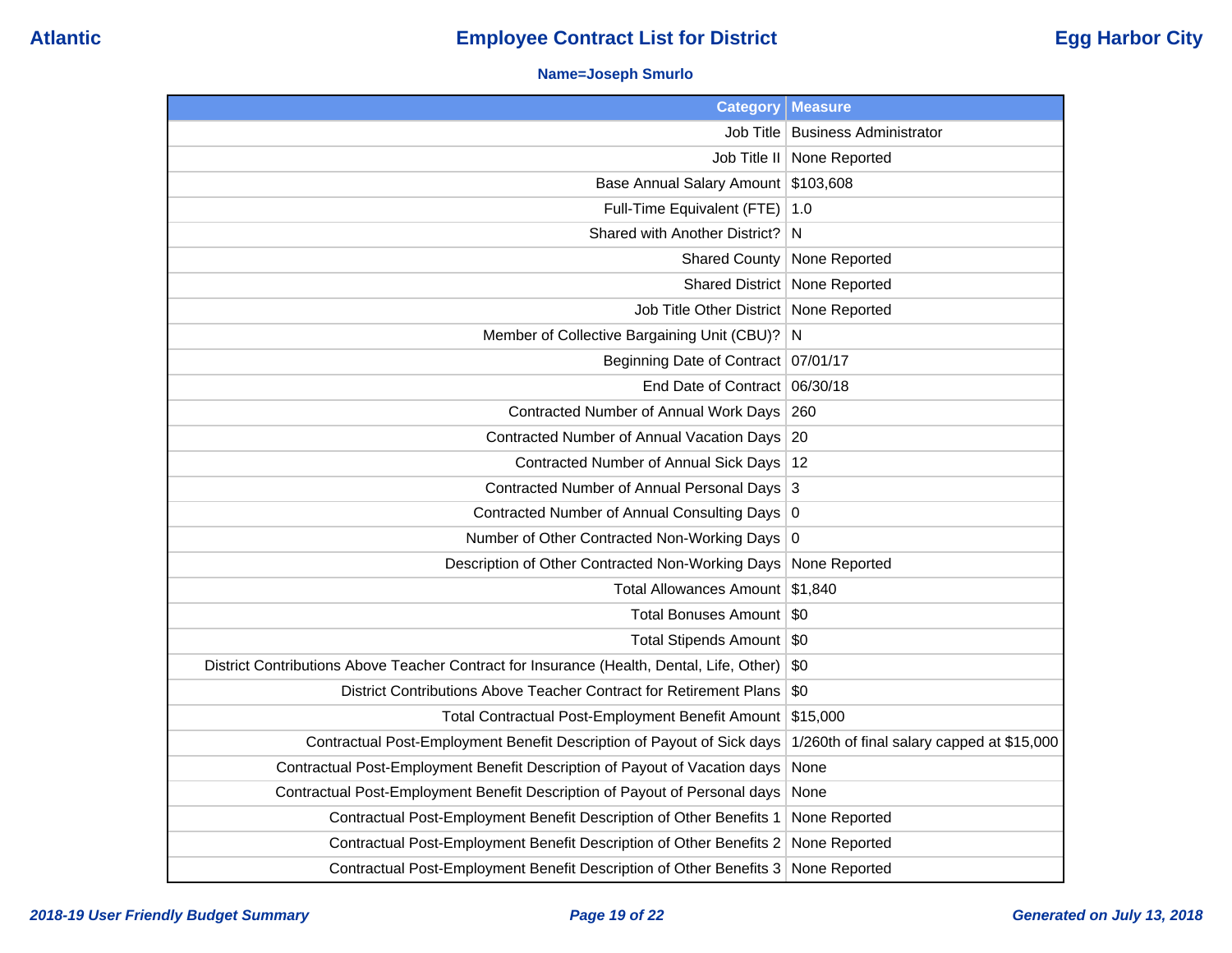Atlantic | **Employee Contract List for District** | Egg Harbor City

**Name=Joseph Smurlo**

| Category | Measure |
|---|---|
| Job Title | Business Administrator |
| Job Title II | None Reported |
| Base Annual Salary Amount | $103,608 |
| Full-Time Equivalent (FTE) | 1.0 |
| Shared with Another District? | N |
| Shared County | None Reported |
| Shared District | None Reported |
| Job Title Other District | None Reported |
| Member of Collective Bargaining Unit (CBU)? | N |
| Beginning Date of Contract | 07/01/17 |
| End Date of Contract | 06/30/18 |
| Contracted Number of Annual Work Days | 260 |
| Contracted Number of Annual Vacation Days | 20 |
| Contracted Number of Annual Sick Days | 12 |
| Contracted Number of Annual Personal Days | 3 |
| Contracted Number of Annual Consulting Days | 0 |
| Number of Other Contracted Non-Working Days | 0 |
| Description of Other Contracted Non-Working Days | None Reported |
| Total Allowances Amount | $1,840 |
| Total Bonuses Amount | $0 |
| Total Stipends Amount | $0 |
| District Contributions Above Teacher Contract for Insurance (Health, Dental, Life, Other) | $0 |
| District Contributions Above Teacher Contract for Retirement Plans | $0 |
| Total Contractual Post-Employment Benefit Amount | $15,000 |
| Contractual Post-Employment Benefit Description of Payout of Sick days | 1/260th of final salary capped at $15,000 |
| Contractual Post-Employment Benefit Description of Payout of Vacation days | None |
| Contractual Post-Employment Benefit Description of Payout of Personal days | None |
| Contractual Post-Employment Benefit Description of Other Benefits 1 | None Reported |
| Contractual Post-Employment Benefit Description of Other Benefits 2 | None Reported |
| Contractual Post-Employment Benefit Description of Other Benefits 3 | None Reported |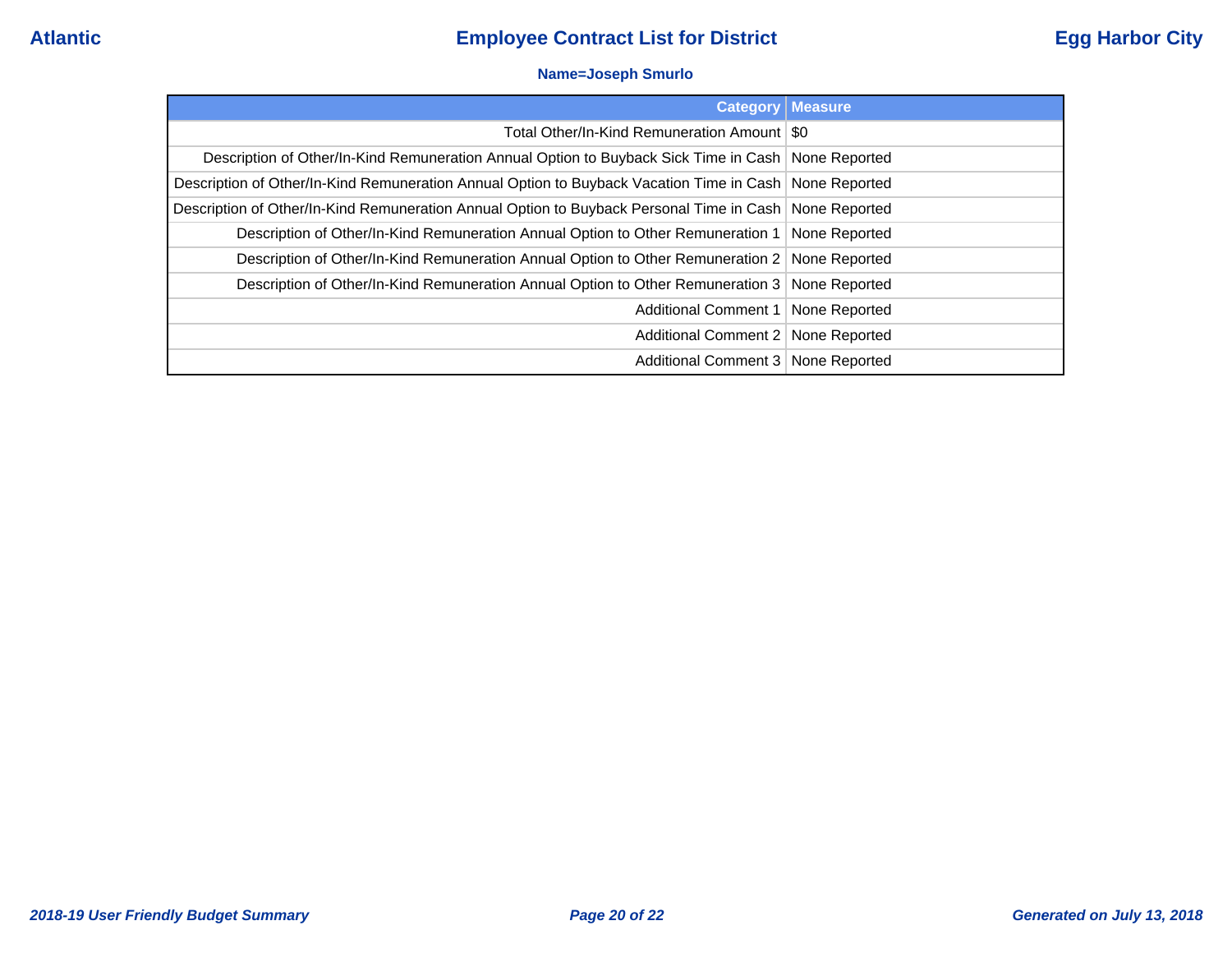Atlantic

## Employee Contract List for District

Egg Harbor City

**Name=Joseph Smurlo**

| Category | Measure |
| --- | --- |
| Total Other/In-Kind Remuneration Amount | $0 |
| Description of Other/In-Kind Remuneration Annual Option to Buyback Sick Time in Cash | None Reported |
| Description of Other/In-Kind Remuneration Annual Option to Buyback Vacation Time in Cash | None Reported |
| Description of Other/In-Kind Remuneration Annual Option to Buyback Personal Time in Cash | None Reported |
| Description of Other/In-Kind Remuneration Annual Option to Other Remuneration 1 | None Reported |
| Description of Other/In-Kind Remuneration Annual Option to Other Remuneration 2 | None Reported |
| Description of Other/In-Kind Remuneration Annual Option to Other Remuneration 3 | None Reported |
| Additional Comment 1 | None Reported |
| Additional Comment 2 | None Reported |
| Additional Comment 3 | None Reported |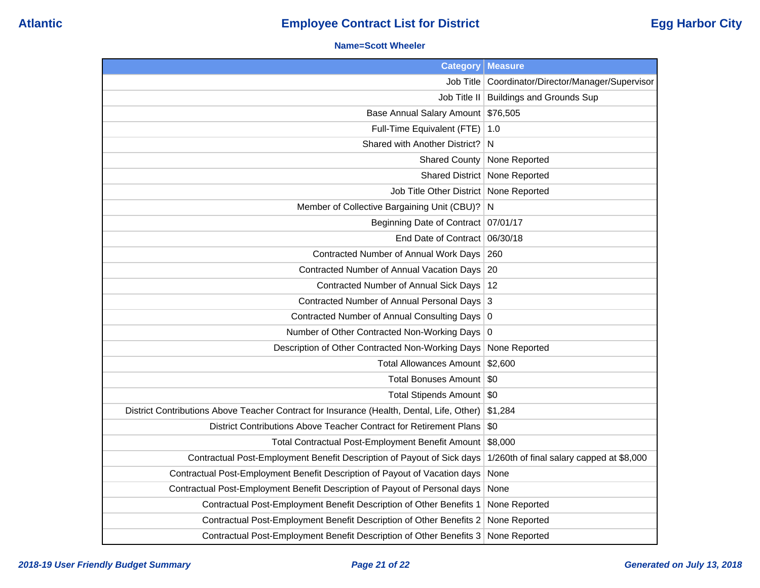**Atlantic** **Employee Contract List for District** **Egg Harbor City**

**Name=Scott Wheeler**

| Category | Measure |
|---|---|
| Job Title | Coordinator/Director/Manager/Supervisor |
| Job Title II | Buildings and Grounds Sup |
| Base Annual Salary Amount | $76,505 |
| Full-Time Equivalent (FTE) | 1.0 |
| Shared with Another District? | N |
| Shared County | None Reported |
| Shared District | None Reported |
| Job Title Other District | None Reported |
| Member of Collective Bargaining Unit (CBU)? | N |
| Beginning Date of Contract | 07/01/17 |
| End Date of Contract | 06/30/18 |
| Contracted Number of Annual Work Days | 260 |
| Contracted Number of Annual Vacation Days | 20 |
| Contracted Number of Annual Sick Days | 12 |
| Contracted Number of Annual Personal Days | 3 |
| Contracted Number of Annual Consulting Days | 0 |
| Number of Other Contracted Non-Working Days | 0 |
| Description of Other Contracted Non-Working Days | None Reported |
| Total Allowances Amount | $2,600 |
| Total Bonuses Amount | $0 |
| Total Stipends Amount | $0 |
| District Contributions Above Teacher Contract for Insurance (Health, Dental, Life, Other) | $1,284 |
| District Contributions Above Teacher Contract for Retirement Plans | $0 |
| Total Contractual Post-Employment Benefit Amount | $8,000 |
| Contractual Post-Employment Benefit Description of Payout of Sick days | 1/260th of final salary capped at $8,000 |
| Contractual Post-Employment Benefit Description of Payout of Vacation days | None |
| Contractual Post-Employment Benefit Description of Payout of Personal days | None |
| Contractual Post-Employment Benefit Description of Other Benefits 1 | None Reported |
| Contractual Post-Employment Benefit Description of Other Benefits 2 | None Reported |
| Contractual Post-Employment Benefit Description of Other Benefits 3 | None Reported |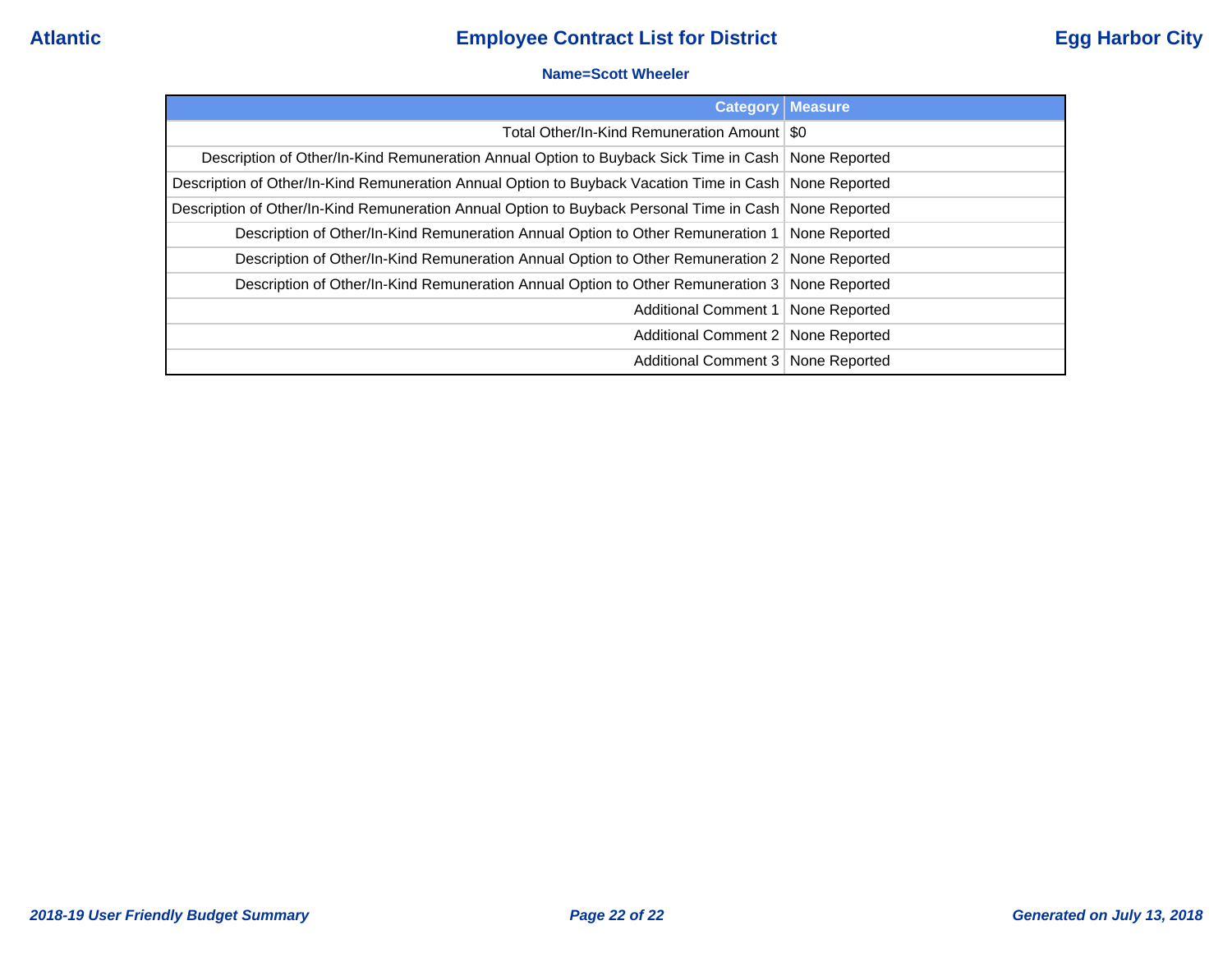**Name=Scott Wheeler**

| Category | Measure |
| --- | --- |
| Total Other/In-Kind Remuneration Amount | $0 |
| Description of Other/In-Kind Remuneration Annual Option to Buyback Sick Time in Cash | None Reported |
| Description of Other/In-Kind Remuneration Annual Option to Buyback Vacation Time in Cash | None Reported |
| Description of Other/In-Kind Remuneration Annual Option to Buyback Personal Time in Cash | None Reported |
| Description of Other/In-Kind Remuneration Annual Option to Other Remuneration 1 | None Reported |
| Description of Other/In-Kind Remuneration Annual Option to Other Remuneration 2 | None Reported |
| Description of Other/In-Kind Remuneration Annual Option to Other Remuneration 3 | None Reported |
| Additional Comment 1 | None Reported |
| Additional Comment 2 | None Reported |
| Additional Comment 3 | None Reported |